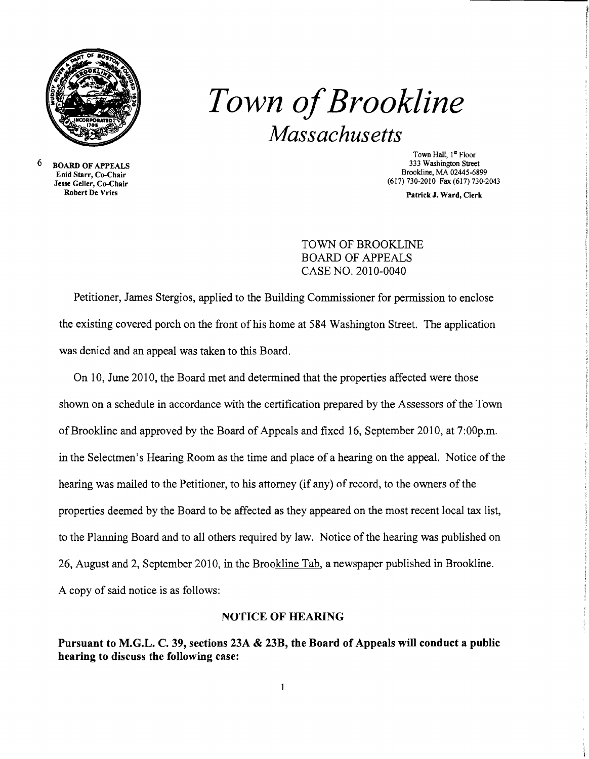# *Town of Brookline*
## *Massachusetts*

6 **BOARD OF APPEALS**
Enid Starr, Co-Chair
Jesse Geller, Co-Chair
Robert De Vries

Town Hall, 1st Floor
333 Washington Street
Brookline, MA 02445-6899
(617) 730-2010 Fax (617) 730-2043

**Patrick J. Ward, Clerk**

TOWN OF BROOKLINE
BOARD OF APPEALS
CASE NO. 2010-0040

Petitioner, James Stergios, applied to the Building Commissioner for permission to enclose the existing covered porch on the front of his home at 584 Washington Street. The application was denied and an appeal was taken to this Board.

On 10, June 2010, the Board met and determined that the properties affected were those shown on a schedule in accordance with the certification prepared by the Assessors of the Town of Brookline and approved by the Board of Appeals and fixed 16, September 2010, at 7:00p.m. in the Selectmen's Hearing Room as the time and place of a hearing on the appeal. Notice of the hearing was mailed to the Petitioner, to his attorney (if any) of record, to the owners of the properties deemed by the Board to be affected as they appeared on the most recent local tax list, to the Planning Board and to all others required by law. Notice of the hearing was published on 26, August and 2, September 2010, in the Brookline Tab, a newspaper published in Brookline. A copy of said notice is as follows:

**NOTICE OF HEARING**

**Pursuant to M.G.L. C. 39, sections 23A & 23B, the Board of Appeals will conduct a public hearing to discuss the following case:**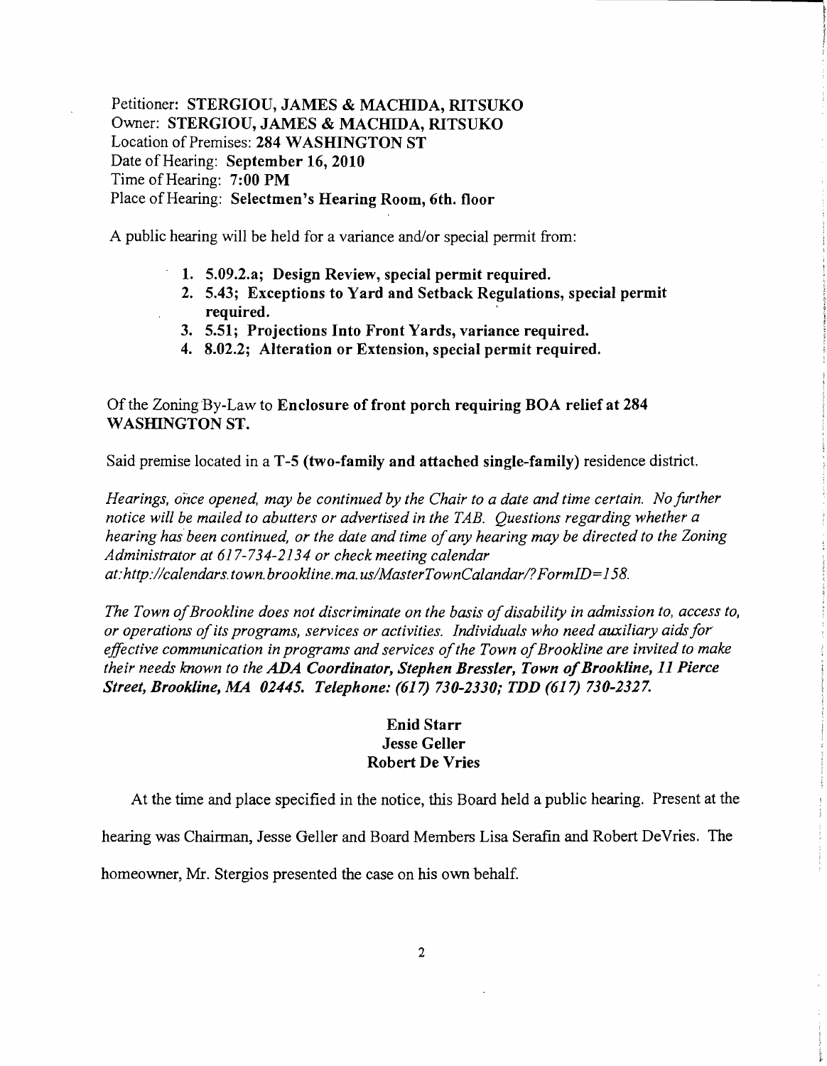Petitioner: **STERGIOU, JAMES & MACHIDA, RITSUKO**
Owner: **STERGIOU, JAMES & MACHIDA, RITSUKO**
Location of Premises: **284 WASHINGTON ST**
Date of Hearing: **September 16, 2010**
Time of Hearing: **7:00 PM**
Place of Hearing: **Selectmen's Hearing Room, 6th. floor**

A public hearing will be held for a variance and/or special permit from:

1. **5.09.2.a; Design Review, special permit required.**
2. **5.43; Exceptions to Yard and Setback Regulations, special permit required.**
3. **5.51; Projections Into Front Yards, variance required.**
4. **8.02.2; Alteration or Extension, special permit required.**

Of the Zoning By-Law to **Enclosure of front porch requiring BOA relief at 284 WASHINGTON ST.**

Said premise located in a **T-5 (two-family and attached single-family)** residence district.

*Hearings, once opened, may be continued by the Chair to a date and time certain. No further notice will be mailed to abutters or advertised in the TAB. Questions regarding whether a hearing has been continued, or the date and time of any hearing may be directed to the Zoning Administrator at 617-734-2134 or check meeting calendar at:http://calendars.town.brookline.ma.us/MasterTownCalandar/?FormID=158.*

*The Town of Brookline does not discriminate on the basis of disability in admission to, access to, or operations of its programs, services or activities. Individuals who need auxiliary aids for effective communication in programs and services of the Town of Brookline are invited to make their needs known to the* ***ADA Coordinator, Stephen Bressler, Town of Brookline, 11 Pierce Street, Brookline, MA 02445. Telephone: (617) 730-2330; TDD (617) 730-2327.***

**Enid Starr**
**Jesse Geller**
**Robert De Vries**

At the time and place specified in the notice, this Board held a public hearing. Present at the hearing was Chairman, Jesse Geller and Board Members Lisa Serafin and Robert DeVries. The homeowner, Mr. Stergios presented the case on his own behalf.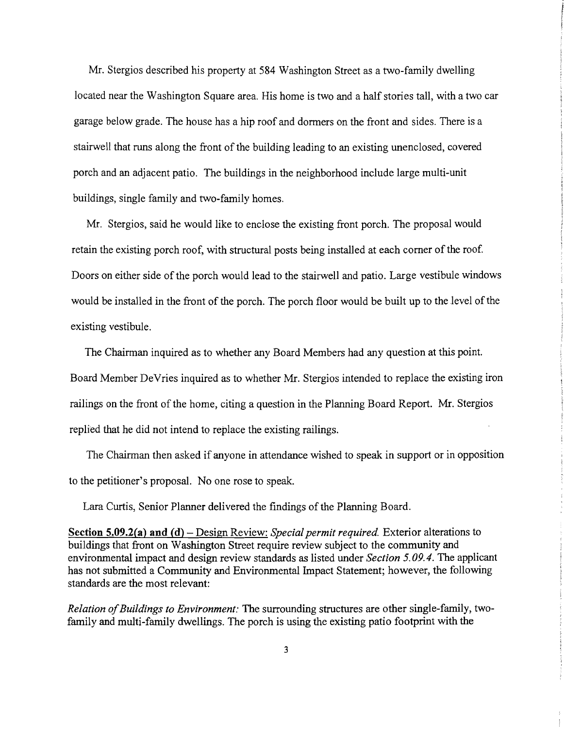Mr. Stergios described his property at 584 Washington Street as a two-family dwelling located near the Washington Square area. His home is two and a half stories tall, with a two car garage below grade. The house has a hip roof and dormers on the front and sides. There is a stairwell that runs along the front of the building leading to an existing unenclosed, covered porch and an adjacent patio. The buildings in the neighborhood include large multi-unit buildings, single family and two-family homes.

Mr. Stergios, said he would like to enclose the existing front porch. The proposal would retain the existing porch roof, with structural posts being installed at each corner of the roof. Doors on either side of the porch would lead to the stairwell and patio. Large vestibule windows would be installed in the front of the porch. The porch floor would be built up to the level of the existing vestibule.

The Chairman inquired as to whether any Board Members had any question at this point. Board Member DeVries inquired as to whether Mr. Stergios intended to replace the existing iron railings on the front of the home, citing a question in the Planning Board Report. Mr. Stergios replied that he did not intend to replace the existing railings.

The Chairman then asked if anyone in attendance wished to speak in support or in opposition to the petitioner's proposal. No one rose to speak.

Lara Curtis, Senior Planner delivered the findings of the Planning Board.

**Section 5.09.2(a) and (d)** – Design Review: *Special permit required.* Exterior alterations to buildings that front on Washington Street require review subject to the community and environmental impact and design review standards as listed under *Section 5.09.4.* The applicant has not submitted a Community and Environmental Impact Statement; however, the following standards are the most relevant:

*Relation of Buildings to Environment:* The surrounding structures are other single-family, two-family and multi-family dwellings. The porch is using the existing patio footprint with the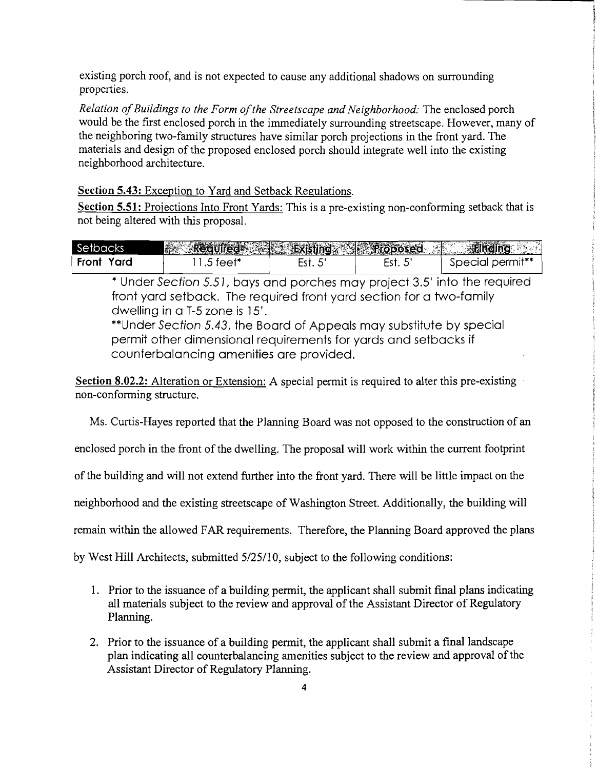existing porch roof, and is not expected to cause any additional shadows on surrounding properties.

*Relation of Buildings to the Form of the Streetscape and Neighborhood:* The enclosed porch would be the first enclosed porch in the immediately surrounding streetscape. However, many of the neighboring two-family structures have similar porch projections in the front yard. The materials and design of the proposed enclosed porch should integrate well into the existing neighborhood architecture.

**Section 5.43:** Exception to Yard and Setback Regulations.

**Section 5.51:** Projections Into Front Yards: This is a pre-existing non-conforming setback that is not being altered with this proposal.

| Setbacks | Required | Existing | Proposed | Finding |
|---|---|---|---|---|
| **Front Yard** | 11.5 feet* | Est. 5' | Est. 5' | Special permit** |

\* Under *Section 5.51*, bays and porches may project 3.5' into the required front yard setback. The required front yard section for a two-family dwelling in a T-5 zone is 15'.

**Under *Section 5.43*, the Board of Appeals may substitute by special permit other dimensional requirements for yards and setbacks if counterbalancing amenities are provided.

**Section 8.02.2:** Alteration or Extension: A special permit is required to alter this pre-existing non-conforming structure.

Ms. Curtis-Hayes reported that the Planning Board was not opposed to the construction of an enclosed porch in the front of the dwelling. The proposal will work within the current footprint of the building and will not extend further into the front yard. There will be little impact on the neighborhood and the existing streetscape of Washington Street. Additionally, the building will remain within the allowed FAR requirements. Therefore, the Planning Board approved the plans by West Hill Architects, submitted 5/25/10, subject to the following conditions:

1. Prior to the issuance of a building permit, the applicant shall submit final plans indicating all materials subject to the review and approval of the Assistant Director of Regulatory Planning.
2. Prior to the issuance of a building permit, the applicant shall submit a final landscape plan indicating all counterbalancing amenities subject to the review and approval of the Assistant Director of Regulatory Planning.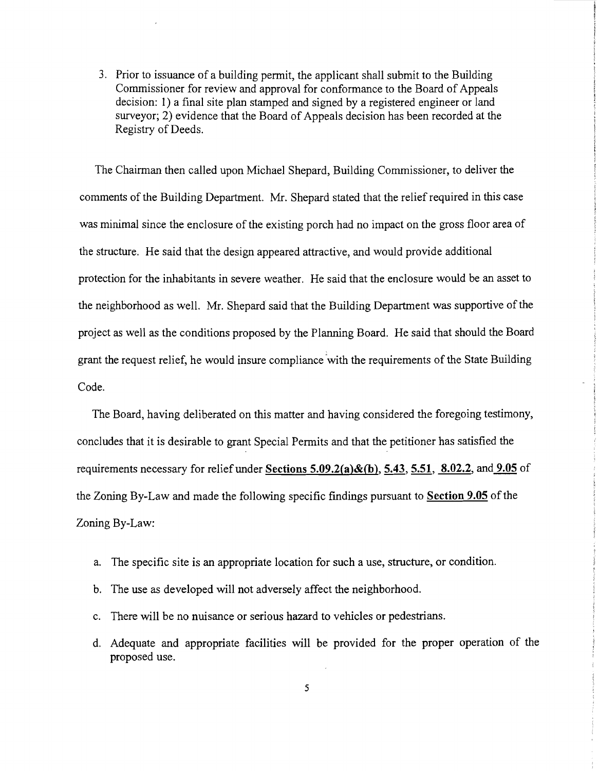3. Prior to issuance of a building permit, the applicant shall submit to the Building Commissioner for review and approval for conformance to the Board of Appeals decision: 1) a final site plan stamped and signed by a registered engineer or land surveyor; 2) evidence that the Board of Appeals decision has been recorded at the Registry of Deeds.

The Chairman then called upon Michael Shepard, Building Commissioner, to deliver the comments of the Building Department. Mr. Shepard stated that the relief required in this case was minimal since the enclosure of the existing porch had no impact on the gross floor area of the structure. He said that the design appeared attractive, and would provide additional protection for the inhabitants in severe weather. He said that the enclosure would be an asset to the neighborhood as well. Mr. Shepard said that the Building Department was supportive of the project as well as the conditions proposed by the Planning Board. He said that should the Board grant the request relief, he would insure compliance with the requirements of the State Building Code.

The Board, having deliberated on this matter and having considered the foregoing testimony, concludes that it is desirable to grant Special Permits and that the petitioner has satisfied the requirements necessary for relief under **Sections 5.09.2(a)&(b)**, **5.43**, **5.51**, **8.02.2**, and **9.05** of the Zoning By-Law and made the following specific findings pursuant to **Section 9.05** of the Zoning By-Law:

a. The specific site is an appropriate location for such a use, structure, or condition.

b. The use as developed will not adversely affect the neighborhood.

c. There will be no nuisance or serious hazard to vehicles or pedestrians.

d. Adequate and appropriate facilities will be provided for the proper operation of the proposed use.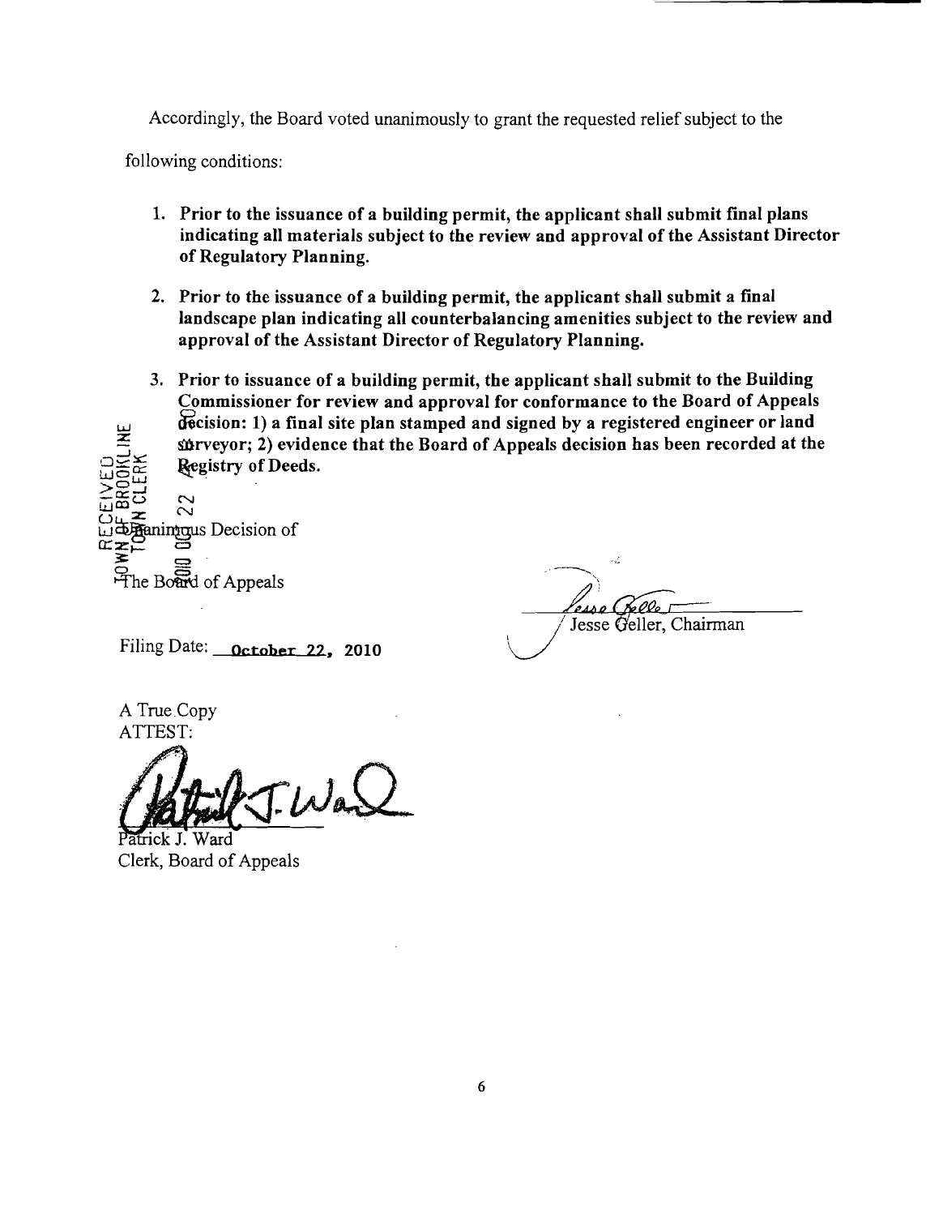Accordingly, the Board voted unanimously to grant the requested relief subject to the following conditions:

1. **Prior to the issuance of a building permit, the applicant shall submit final plans indicating all materials subject to the review and approval of the Assistant Director of Regulatory Planning.**

2. **Prior to the issuance of a building permit, the applicant shall submit a final landscape plan indicating all counterbalancing amenities subject to the review and approval of the Assistant Director of Regulatory Planning.**

3. **Prior to issuance of a building permit, the applicant shall submit to the Building Commissioner for review and approval for conformance to the Board of Appeals decision: 1) a final site plan stamped and signed by a registered engineer or land surveyor; 2) evidence that the Board of Appeals decision has been recorded at the Registry of Deeds.**

RECEIVED
TOWN OF BROOKLINE
TOWN CLERK
2010 OCT 22

Unanimous Decision of

The Board of Appeals

Jesse Geller, Chairman

Filing Date: October 22, 2010

A True Copy
ATTEST:

Patrick J. Ward
Clerk, Board of Appeals